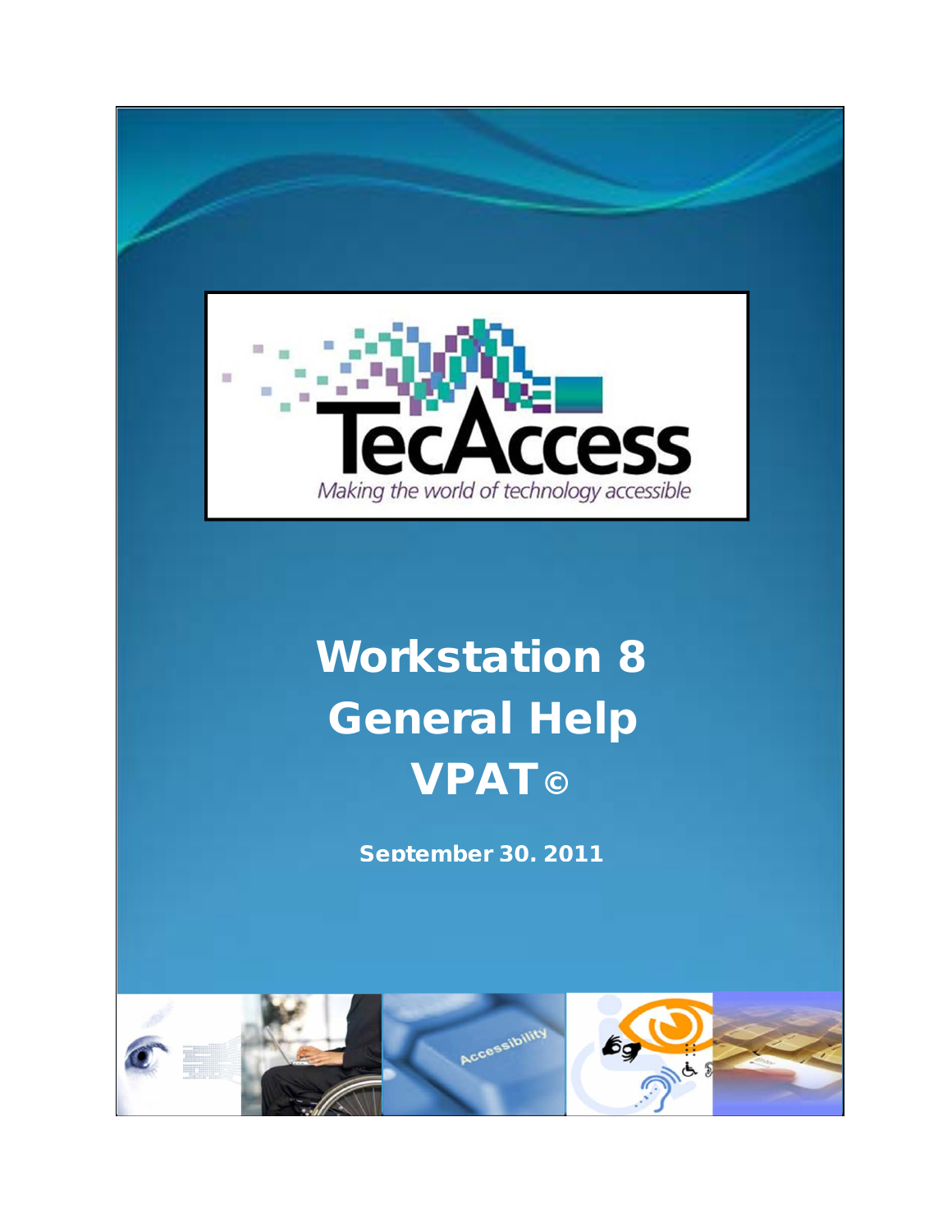TecAccess

*Making the world of technology accessible*

# Workstation 8 General Help VPAT©

**September 30, 2011**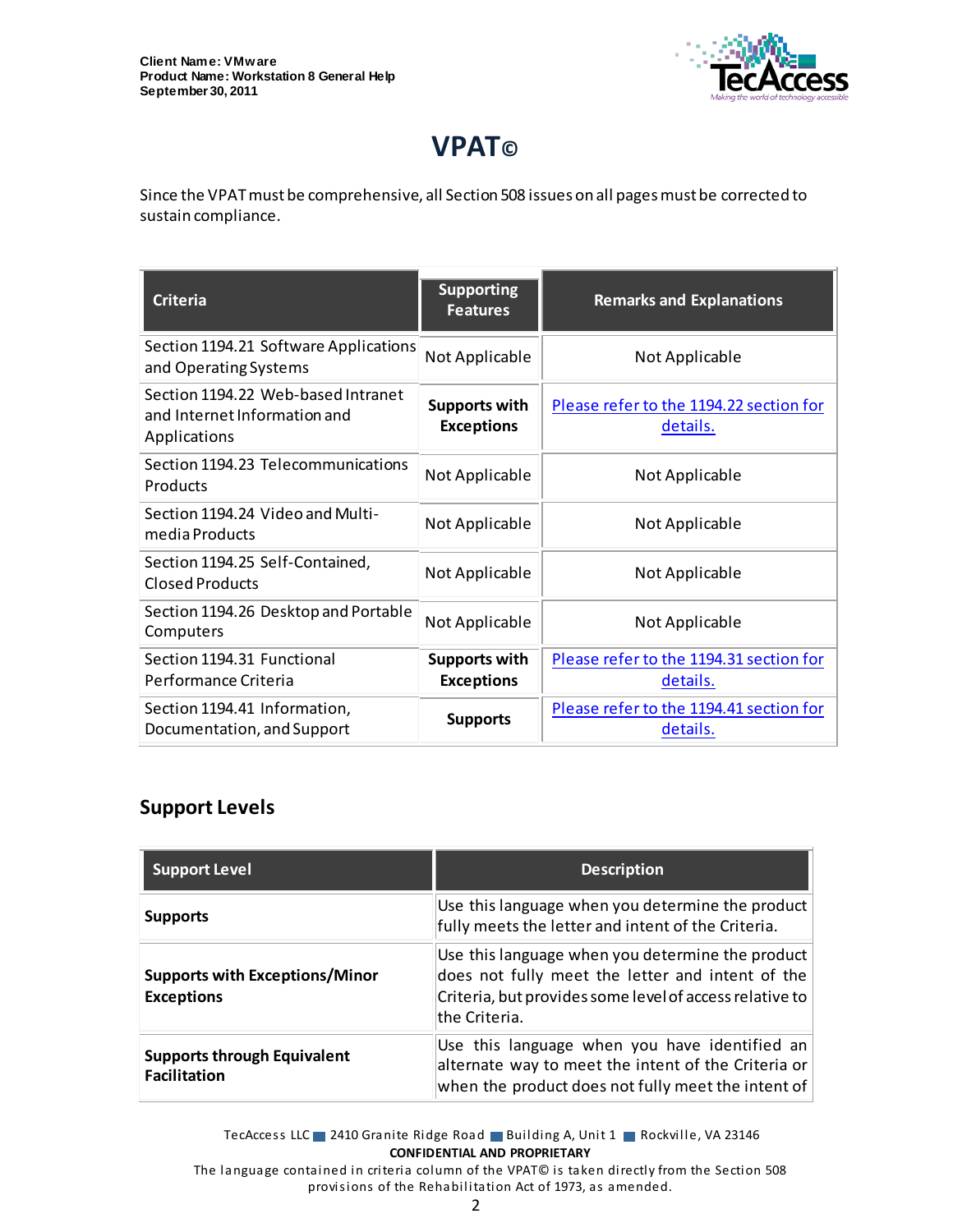# VPAT©

Since the VPAT must be comprehensive, all Section 508 issues on all pages must be corrected to sustain compliance.

| Criteria | Supporting Features | Remarks and Explanations |
|---|---|---|
| Section 1194.21 Software Applications and Operating Systems | Not Applicable | Not Applicable |
| Section 1194.22 Web-based Intranet and Internet Information and Applications | **Supports with Exceptions** | Please refer to the 1194.22 section for details. |
| Section 1194.23 Telecommunications Products | Not Applicable | Not Applicable |
| Section 1194.24 Video and Multi-media Products | Not Applicable | Not Applicable |
| Section 1194.25 Self-Contained, Closed Products | Not Applicable | Not Applicable |
| Section 1194.26 Desktop and Portable Computers | Not Applicable | Not Applicable |
| Section 1194.31 Functional Performance Criteria | **Supports with Exceptions** | Please refer to the 1194.31 section for details. |
| Section 1194.41 Information, Documentation, and Support | **Supports** | Please refer to the 1194.41 section for details. |

## Support Levels

| Support Level | Description |
|---|---|
| **Supports** | Use this language when you determine the product fully meets the letter and intent of the Criteria. |
| **Supports with Exceptions/Minor Exceptions** | Use this language when you determine the product does not fully meet the letter and intent of the Criteria, but provides some level of access relative to the Criteria. |
| **Supports through Equivalent Facilitation** | Use this language when you have identified an alternate way to meet the intent of the Criteria or when the product does not fully meet the intent of |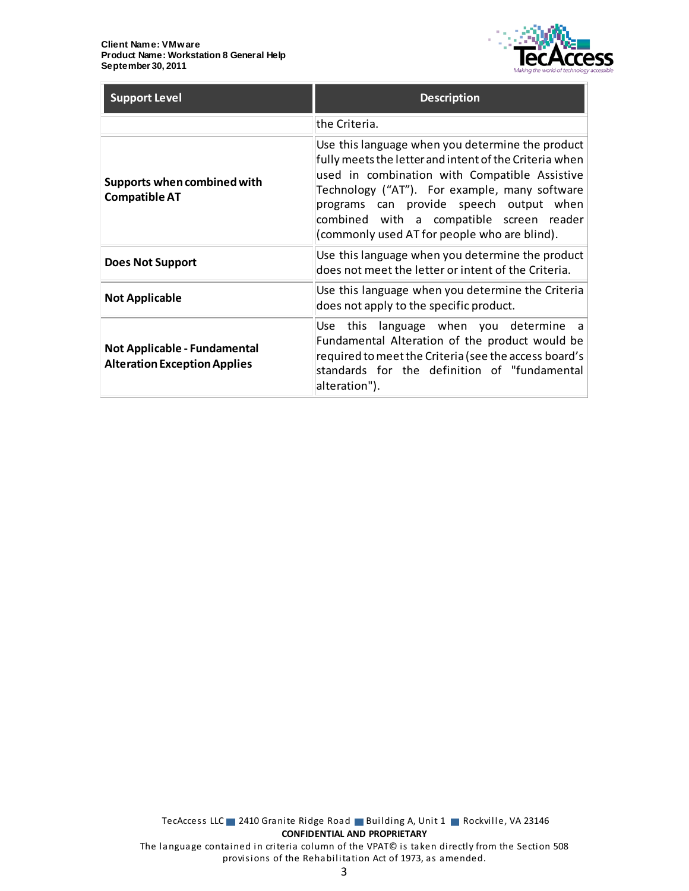| Support Level | Description |
|---|---|
| | the Criteria. |
| **Supports when combined with Compatible AT** | Use this language when you determine the product fully meets the letter and intent of the Criteria when used in combination with Compatible Assistive Technology ("AT"). For example, many software programs can provide speech output when combined with a compatible screen reader (commonly used AT for people who are blind). |
| **Does Not Support** | Use this language when you determine the product does not meet the letter or intent of the Criteria. |
| **Not Applicable** | Use this language when you determine the Criteria does not apply to the specific product. |
| **Not Applicable - Fundamental Alteration Exception Applies** | Use this language when you determine a Fundamental Alteration of the product would be required to meet the Criteria (see the access board's standards for the definition of "fundamental alteration"). |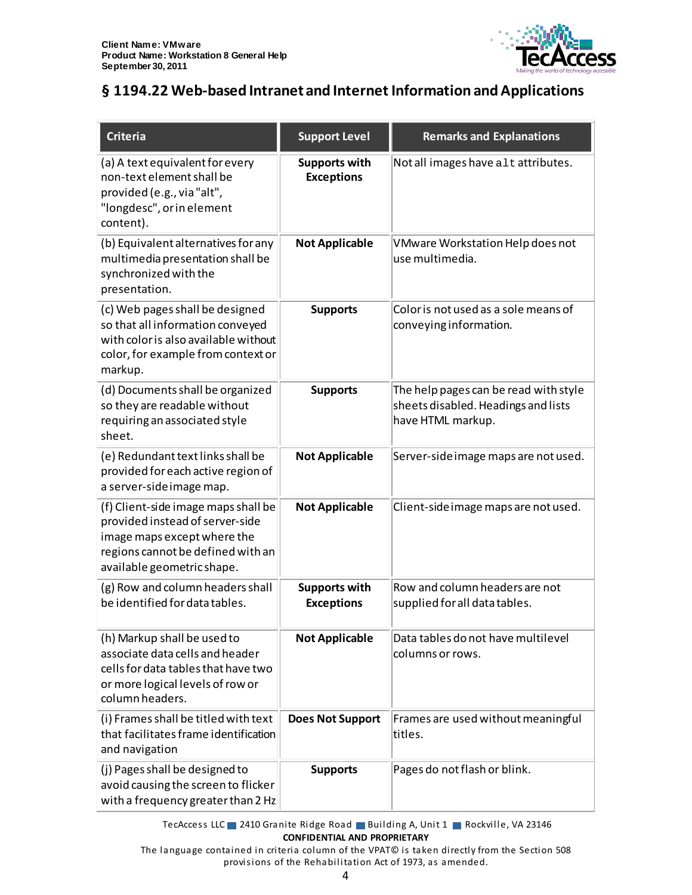## § 1194.22 Web-based Intranet and Internet Information and Applications

| Criteria | Support Level | Remarks and Explanations |
| --- | --- | --- |
| (a) A text equivalent for every non-text element shall be provided (e.g., via "alt", "longdesc", or in element content). | **Supports with Exceptions** | Not all images have `alt` attributes. |
| (b) Equivalent alternatives for any multimedia presentation shall be synchronized with the presentation. | **Not Applicable** | VMware Workstation Help does not use multimedia. |
| (c) Web pages shall be designed so that all information conveyed with color is also available without color, for example from context or markup. | **Supports** | Color is not used as a sole means of conveying information. |
| (d) Documents shall be organized so they are readable without requiring an associated style sheet. | **Supports** | The help pages can be read with style sheets disabled. Headings and lists have HTML markup. |
| (e) Redundant text links shall be provided for each active region of a server-side image map. | **Not Applicable** | Server-side image maps are not used. |
| (f) Client-side image maps shall be provided instead of server-side image maps except where the regions cannot be defined with an available geometric shape. | **Not Applicable** | Client-side image maps are not used. |
| (g) Row and column headers shall be identified for data tables. | **Supports with Exceptions** | Row and column headers are not supplied for all data tables. |
| (h) Markup shall be used to associate data cells and header cells for data tables that have two or more logical levels of row or column headers. | **Not Applicable** | Data tables do not have multilevel columns or rows. |
| (i) Frames shall be titled with text that facilitates frame identification and navigation | **Does Not Support** | Frames are used without meaningful titles. |
| (j) Pages shall be designed to avoid causing the screen to flicker with a frequency greater than 2 Hz | **Supports** | Pages do not flash or blink. |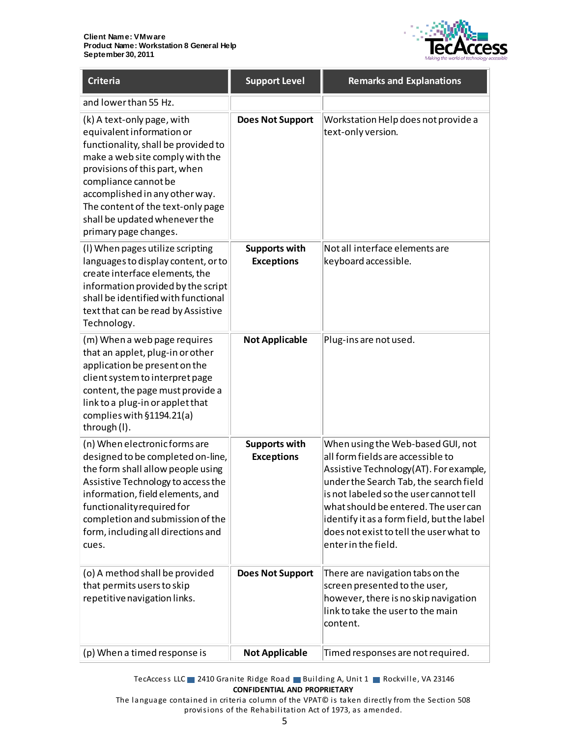| Criteria | Support Level | Remarks and Explanations |
|---|---|---|
| and lower than 55 Hz. | | |
| (k) A text-only page, with equivalent information or functionality, shall be provided to make a web site comply with the provisions of this part, when compliance cannot be accomplished in any other way. The content of the text-only page shall be updated whenever the primary page changes. | **Does Not Support** | Workstation Help does not provide a text-only version. |
| (l) When pages utilize scripting languages to display content, or to create interface elements, the information provided by the script shall be identified with functional text that can be read by Assistive Technology. | **Supports with Exceptions** | Not all interface elements are keyboard accessible. |
| (m) When a web page requires that an applet, plug-in or other application be present on the client system to interpret page content, the page must provide a link to a plug-in or applet that complies with §1194.21(a) through (l). | **Not Applicable** | Plug-ins are not used. |
| (n) When electronic forms are designed to be completed on-line, the form shall allow people using Assistive Technology to access the information, field elements, and functionality required for completion and submission of the form, including all directions and cues. | **Supports with Exceptions** | When using the Web-based GUI, not all form fields are accessible to Assistive Technology (AT). For example, under the Search Tab, the search field is not labeled so the user cannot tell what should be entered. The user can identify it as a form field, but the label does not exist to tell the user what to enter in the field. |
| (o) A method shall be provided that permits users to skip repetitive navigation links. | **Does Not Support** | There are navigation tabs on the screen presented to the user, however, there is no skip navigation link to take the user to the main content. |
| (p) When a timed response is | **Not Applicable** | Timed responses are not required. |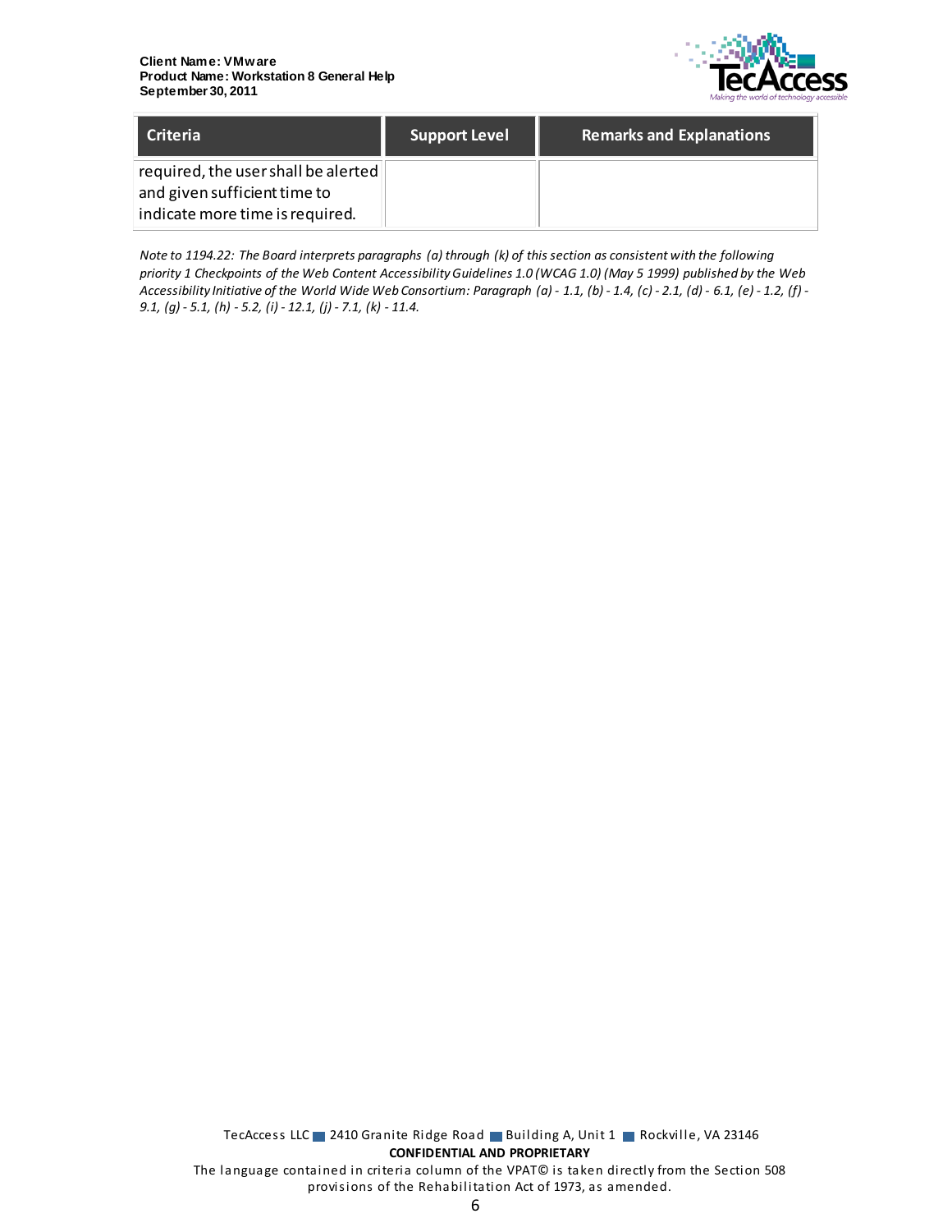| Criteria | Support Level | Remarks and Explanations |
|---|---|---|
| required, the user shall be alerted and given sufficient time to indicate more time is required. | | |

*Note to 1194.22: The Board interprets paragraphs (a) through (k) of this section as consistent with the following priority 1 Checkpoints of the Web Content Accessibility Guidelines 1.0 (WCAG 1.0) (May 5 1999) published by the Web Accessibility Initiative of the World Wide Web Consortium: Paragraph (a) - 1.1, (b) - 1.4, (c) - 2.1, (d) - 6.1, (e) - 1.2, (f) - 9.1, (g) - 5.1, (h) - 5.2, (i) - 12.1, (j) - 7.1, (k) - 11.4.*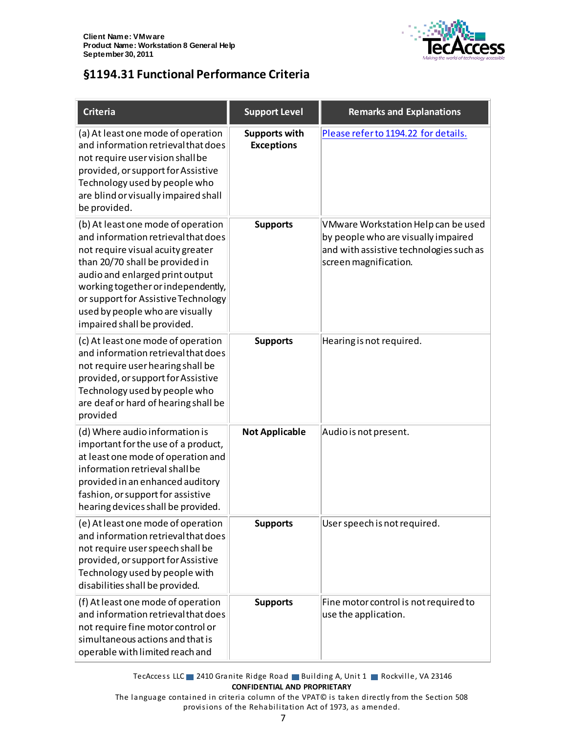## §1194.31 Functional Performance Criteria

| Criteria | Support Level | Remarks and Explanations |
|---|---|---|
| (a) At least one mode of operation and information retrieval that does not require user vision shall be provided, or support for Assistive Technology used by people who are blind or visually impaired shall be provided. | **Supports with Exceptions** | [Please refer to 1194.22 for details.]() |
| (b) At least one mode of operation and information retrieval that does not require visual acuity greater than 20/70 shall be provided in audio and enlarged print output working together or independently, or support for Assistive Technology used by people who are visually impaired shall be provided. | **Supports** | VMware Workstation Help can be used by people who are visually impaired and with assistive technologies such as screen magnification. |
| (c) At least one mode of operation and information retrieval that does not require user hearing shall be provided, or support for Assistive Technology used by people who are deaf or hard of hearing shall be provided | **Supports** | Hearing is not required. |
| (d) Where audio information is important for the use of a product, at least one mode of operation and information retrieval shall be provided in an enhanced auditory fashion, or support for assistive hearing devices shall be provided. | **Not Applicable** | Audio is not present. |
| (e) At least one mode of operation and information retrieval that does not require user speech shall be provided, or support for Assistive Technology used by people with disabilities shall be provided. | **Supports** | User speech is not required. |
| (f) At least one mode of operation and information retrieval that does not require fine motor control or simultaneous actions and that is operable with limited reach and | **Supports** | Fine motor control is not required to use the application. |

TecAccess LLC ■ 2410 Granite Ridge Road ■ Building A, Unit 1 ■ Rockville, VA 23146
**CONFIDENTIAL AND PROPRIETARY**
The language contained in criteria column of the VPAT© is taken directly from the Section 508 provisions of the Rehabilitation Act of 1973, as amended.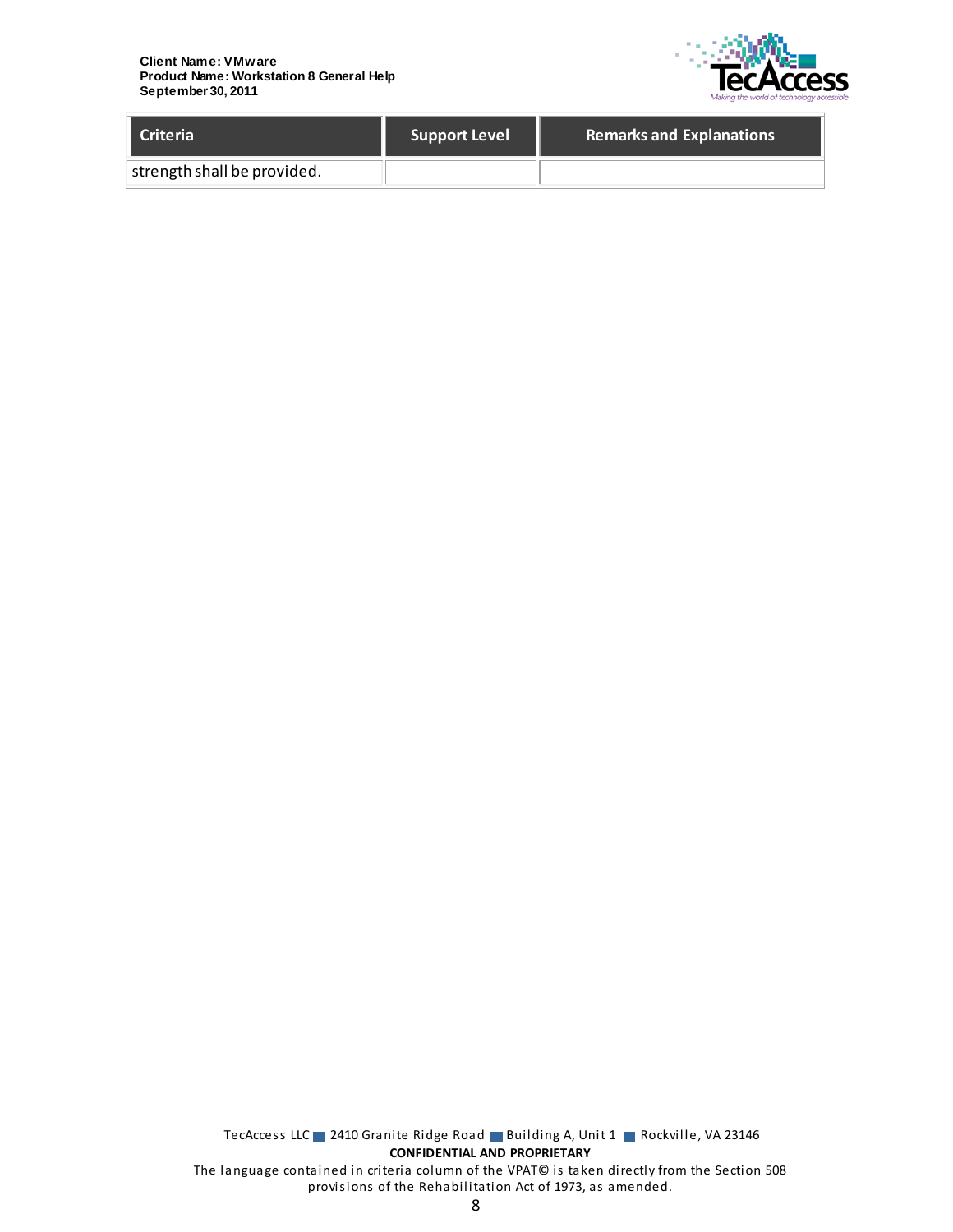| Criteria | Support Level | Remarks and Explanations |
| --- | --- | --- |
| strength shall be provided. | | |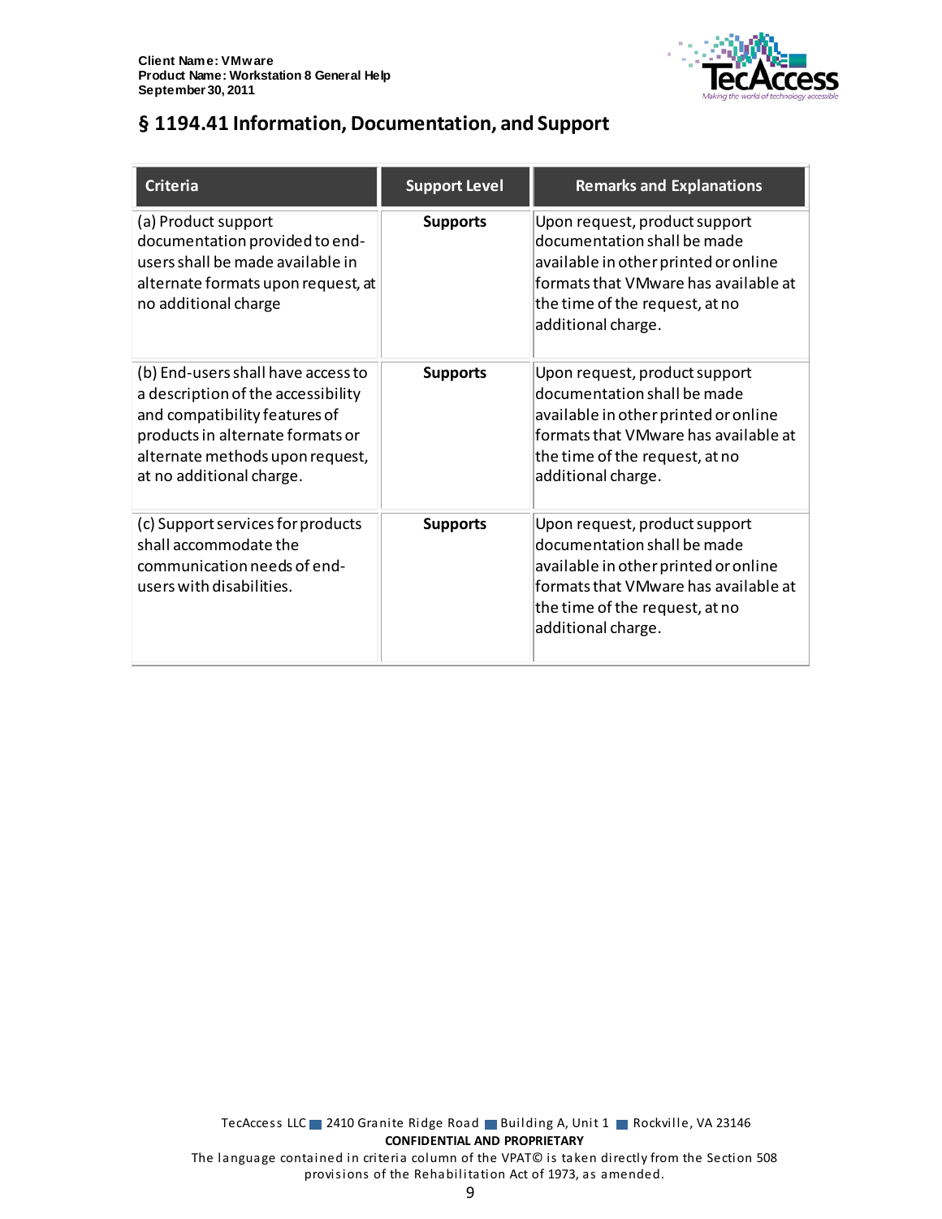## § 1194.41 Information, Documentation, and Support

| Criteria | Support Level | Remarks and Explanations |
|---|---|---|
| (a) Product support documentation provided to end-users shall be made available in alternate formats upon request, at no additional charge | **Supports** | Upon request, product support documentation shall be made available in other printed or online formats that VMware has available at the time of the request, at no additional charge. |
| (b) End-users shall have access to a description of the accessibility and compatibility features of products in alternate formats or alternate methods upon request, at no additional charge. | **Supports** | Upon request, product support documentation shall be made available in other printed or online formats that VMware has available at the time of the request, at no additional charge. |
| (c) Support services for products shall accommodate the communication needs of end-users with disabilities. | **Supports** | Upon request, product support documentation shall be made available in other printed or online formats that VMware has available at the time of the request, at no additional charge. |